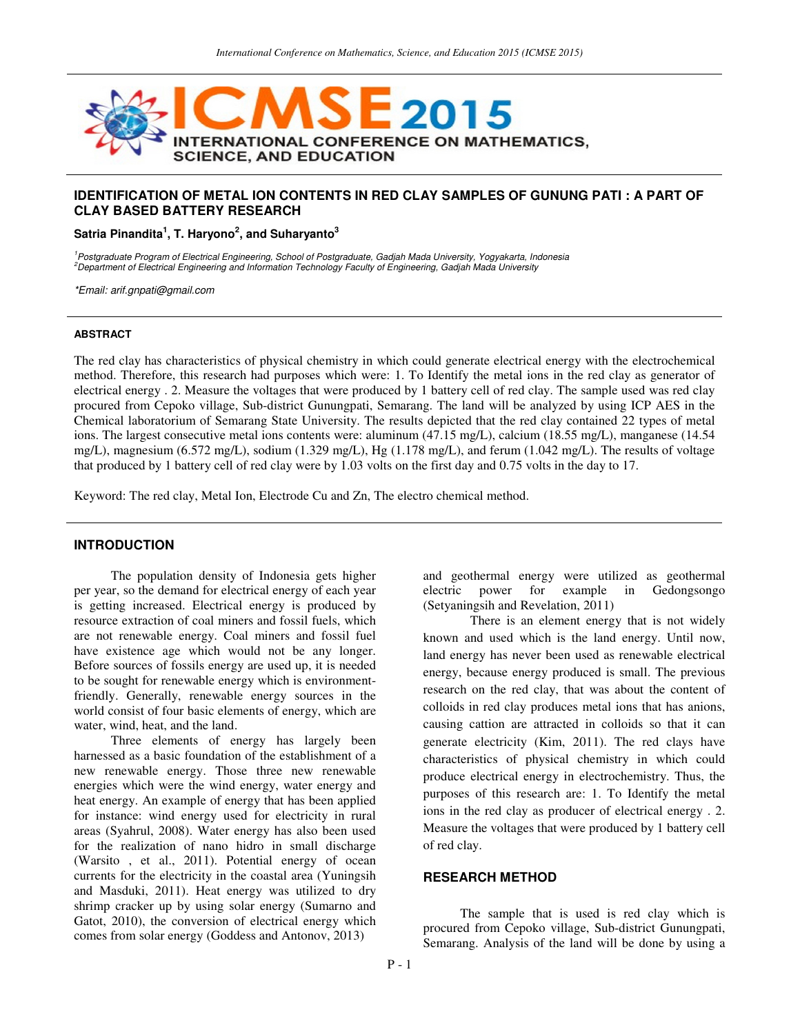# IDENTIFICATION OF METAL ION CONTENTS IN RED CLAY SAMPLES OF GUNUNG PATI : A PART OF CLAY BASED BATTERY RESEARCH

**Satria Pinandita[1], T. Haryono[2], and Suharyanto[3]**

*[1]Postgraduate Program of Electrical Engineering, School of Postgraduate, Gadjah Mada University, Yogyakarta, Indonesia*
*[2]Department of Electrical Engineering and Information Technology Faculty of Engineering, Gadjah Mada University*

*\*Email: arif.gnpati@gmail.com*

## ABSTRACT

The red clay has characteristics of physical chemistry in which could generate electrical energy with the electrochemical method. Therefore, this research had purposes which were: 1. To Identify the metal ions in the red clay as generator of electrical energy . 2. Measure the voltages that were produced by 1 battery cell of red clay. The sample used was red clay procured from Cepoko village, Sub-district Gunungpati, Semarang. The land will be analyzed by using ICP AES in the Chemical laboratorium of Semarang State University. The results depicted that the red clay contained 22 types of metal ions. The largest consecutive metal ions contents were: aluminum (47.15 mg/L), calcium (18.55 mg/L), manganese (14.54 mg/L), magnesium (6.572 mg/L), sodium (1.329 mg/L), Hg (1.178 mg/L), and ferum (1.042 mg/L). The results of voltage that produced by 1 battery cell of red clay were by 1.03 volts on the first day and 0.75 volts in the day to 17.

Keyword: The red clay, Metal Ion, Electrode Cu and Zn, The electro chemical method.

## INTRODUCTION

The population density of Indonesia gets higher per year, so the demand for electrical energy of each year is getting increased. Electrical energy is produced by resource extraction of coal miners and fossil fuels, which are not renewable energy. Coal miners and fossil fuel have existence age which would not be any longer. Before sources of fossils energy are used up, it is needed to be sought for renewable energy which is environment-friendly. Generally, renewable energy sources in the world consist of four basic elements of energy, which are water, wind, heat, and the land.

Three elements of energy has largely been harnessed as a basic foundation of the establishment of a new renewable energy. Those three new renewable energies which were the wind energy, water energy and heat energy. An example of energy that has been applied for instance: wind energy used for electricity in rural areas (Syahrul, 2008). Water energy has also been used for the realization of nano hidro in small discharge (Warsito , et al., 2011). Potential energy of ocean currents for the electricity in the coastal area (Yuningsih and Masduki, 2011). Heat energy was utilized to dry shrimp cracker up by using solar energy (Sumarno and Gatot, 2010), the conversion of electrical energy which comes from solar energy (Goddess and Antonov, 2013) and geothermal energy were utilized as geothermal electric power for example in Gedongsongo (Setyaningsih and Revelation, 2011)

There is an element energy that is not widely known and used which is the land energy. Until now, land energy has never been used as renewable electrical energy, because energy produced is small. The previous research on the red clay, that was about the content of colloids in red clay produces metal ions that has anions, causing cattion are attracted in colloids so that it can generate electricity (Kim, 2011). The red clays have characteristics of physical chemistry in which could produce electrical energy in electrochemistry. Thus, the purposes of this research are: 1. To Identify the metal ions in the red clay as producer of electrical energy . 2. Measure the voltages that were produced by 1 battery cell of red clay.

## RESEARCH METHOD

The sample that is used is red clay which is procured from Cepoko village, Sub-district Gunungpati, Semarang. Analysis of the land will be done by using a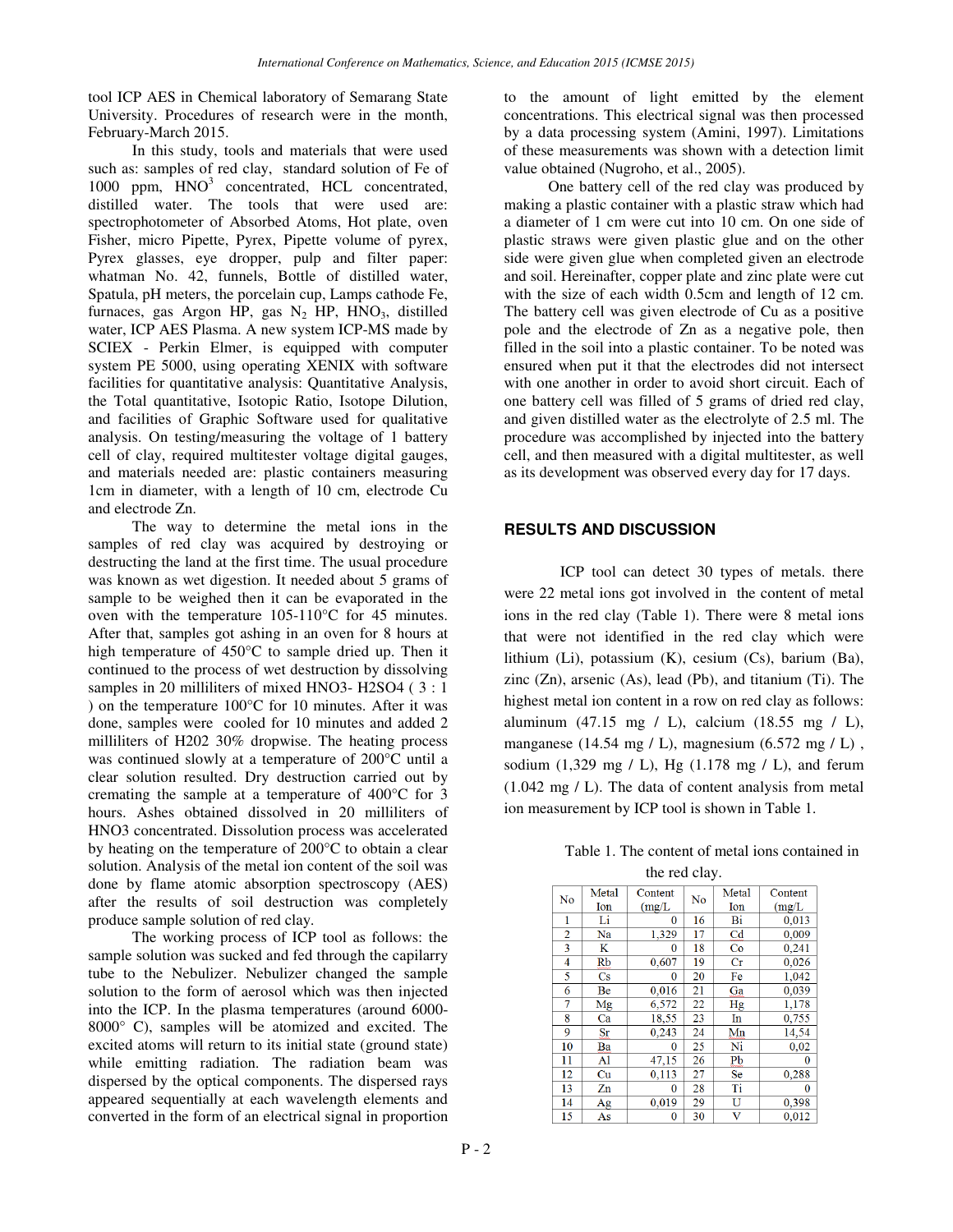tool ICP AES in Chemical laboratory of Semarang State University. Procedures of research were in the month, February-March 2015.

In this study, tools and materials that were used such as: samples of red clay, standard solution of Fe of 1000 ppm, $HNO^3$ concentrated, HCL concentrated, distilled water. The tools that were used are: spectrophotometer of Absorbed Atoms, Hot plate, oven Fisher, micro Pipette, Pyrex, Pipette volume of pyrex, Pyrex glasses, eye dropper, pulp and filter paper: whatman No. 42, funnels, Bottle of distilled water, Spatula, pH meters, the porcelain cup, Lamps cathode Fe, furnaces, gas Argon HP, gas $N_2$ HP, $HNO_3$, distilled water, ICP AES Plasma. A new system ICP-MS made by SCIEX - Perkin Elmer, is equipped with computer system PE 5000, using operating XENIX with software facilities for quantitative analysis: Quantitative Analysis, the Total quantitative, Isotopic Ratio, Isotope Dilution, and facilities of Graphic Software used for qualitative analysis. On testing/measuring the voltage of 1 battery cell of clay, required multitester voltage digital gauges, and materials needed are: plastic containers measuring 1cm in diameter, with a length of 10 cm, electrode Cu and electrode Zn.

The way to determine the metal ions in the samples of red clay was acquired by destroying or destructing the land at the first time. The usual procedure was known as wet digestion. It needed about 5 grams of sample to be weighed then it can be evaporated in the oven with the temperature 105-110°C for 45 minutes. After that, samples got ashing in an oven for 8 hours at high temperature of 450°C to sample dried up. Then it continued to the process of wet destruction by dissolving samples in 20 milliliters of mixed HNO3- H2SO4 ( 3 : 1 ) on the temperature 100°C for 10 minutes. After it was done, samples were cooled for 10 minutes and added 2 milliliters of H202 30% dropwise. The heating process was continued slowly at a temperature of 200°C until a clear solution resulted. Dry destruction carried out by cremating the sample at a temperature of 400°C for 3 hours. Ashes obtained dissolved in 20 milliliters of HNO3 concentrated. Dissolution process was accelerated by heating on the temperature of 200°C to obtain a clear solution. Analysis of the metal ion content of the soil was done by flame atomic absorption spectroscopy (AES) after the results of soil destruction was completely produce sample solution of red clay.

The working process of ICP tool as follows: the sample solution was sucked and fed through the capilarry tube to the Nebulizer. Nebulizer changed the sample solution to the form of aerosol which was then injected into the ICP. In the plasma temperatures (around 6000-8000° C), samples will be atomized and excited. The excited atoms will return to its initial state (ground state) while emitting radiation. The radiation beam was dispersed by the optical components. The dispersed rays appeared sequentially at each wavelength elements and converted in the form of an electrical signal in proportion to the amount of light emitted by the element concentrations. This electrical signal was then processed by a data processing system (Amini, 1997). Limitations of these measurements was shown with a detection limit value obtained (Nugroho, et al., 2005).

One battery cell of the red clay was produced by making a plastic container with a plastic straw which had a diameter of 1 cm were cut into 10 cm. On one side of plastic straws were given plastic glue and on the other side were given glue when completed given an electrode and soil. Hereinafter, copper plate and zinc plate were cut with the size of each width 0.5cm and length of 12 cm. The battery cell was given electrode of Cu as a positive pole and the electrode of Zn as a negative pole, then filled in the soil into a plastic container. To be noted was ensured when put it that the electrodes did not intersect with one another in order to avoid short circuit. Each of one battery cell was filled of 5 grams of dried red clay, and given distilled water as the electrolyte of 2.5 ml. The procedure was accomplished by injected into the battery cell, and then measured with a digital multitester, as well as its development was observed every day for 17 days.

## RESULTS AND DISCUSSION

ICP tool can detect 30 types of metals. there were 22 metal ions got involved in the content of metal ions in the red clay (Table 1). There were 8 metal ions that were not identified in the red clay which were lithium (Li), potassium (K), cesium (Cs), barium (Ba), zinc (Zn), arsenic (As), lead (Pb), and titanium (Ti). The highest metal ion content in a row on red clay as follows: aluminum (47.15 mg / L), calcium (18.55 mg / L), manganese (14.54 mg / L), magnesium (6.572 mg / L) , sodium (1,329 mg / L), Hg (1.178 mg / L), and ferum (1.042 mg / L). The data of content analysis from metal ion measurement by ICP tool is shown in Table 1.

Table 1. The content of metal ions contained in the red clay.

| No | Metal Ion | Content (mg/L | No | Metal Ion | Content (mg/L |
|---|---|---|---|---|---|
| 1 | Li | 0 | 16 | Bi | 0,013 |
| 2 | Na | 1,329 | 17 | Cd | 0,009 |
| 3 | K | 0 | 18 | Co | 0,241 |
| 4 | Rb | 0,607 | 19 | Cr | 0,026 |
| 5 | Cs | 0 | 20 | Fe | 1,042 |
| 6 | Be | 0,016 | 21 | Ga | 0,039 |
| 7 | Mg | 6,572 | 22 | Hg | 1,178 |
| 8 | Ca | 18,55 | 23 | In | 0,755 |
| 9 | Sr | 0,243 | 24 | Mn | 14,54 |
| 10 | Ba | 0 | 25 | Ni | 0,02 |
| 11 | Al | 47,15 | 26 | Pb | 0 |
| 12 | Cu | 0,113 | 27 | Se | 0,288 |
| 13 | Zn | 0 | 28 | Ti | 0 |
| 14 | Ag | 0,019 | 29 | U | 0,398 |
| 15 | As | 0 | 30 | V | 0,012 |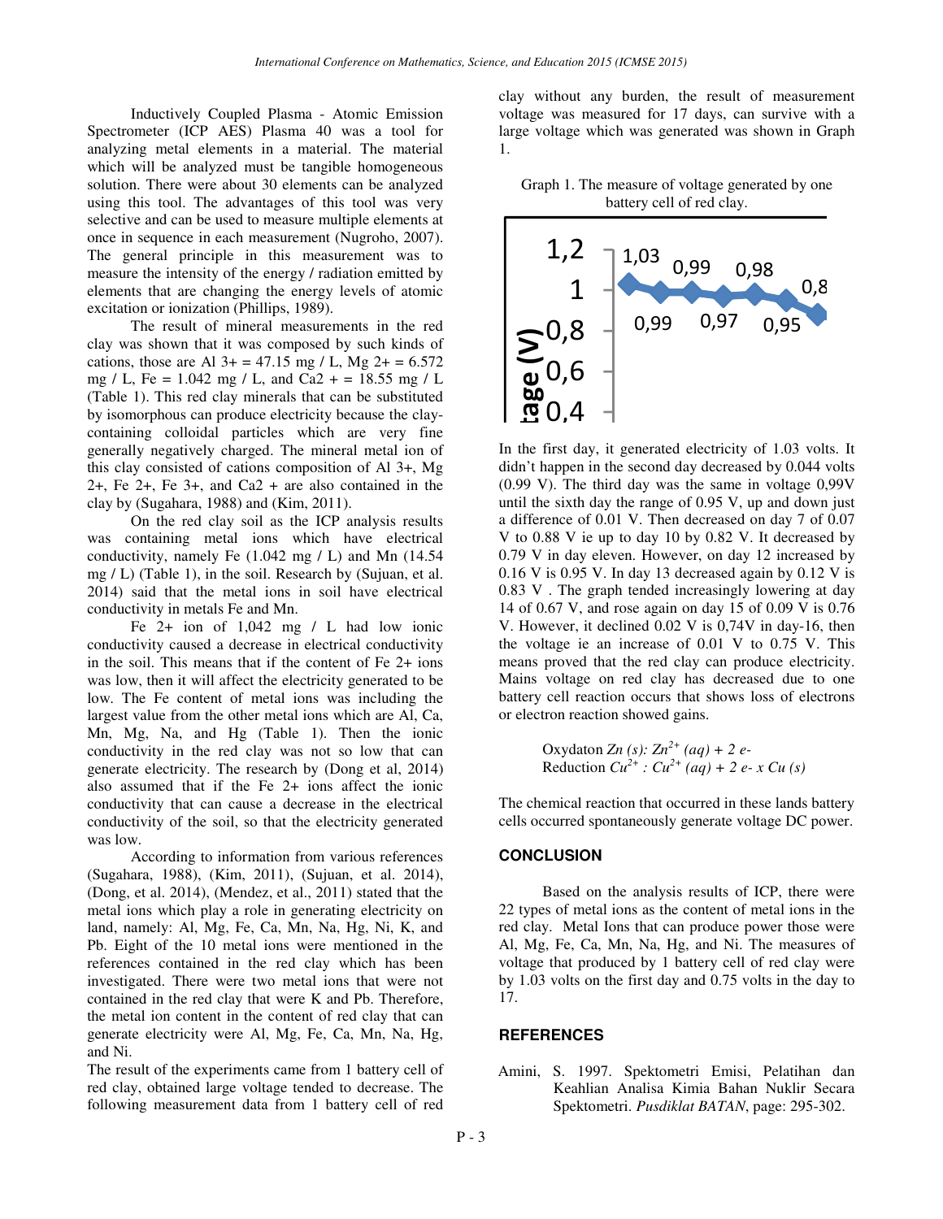Inductively Coupled Plasma - Atomic Emission Spectrometer (ICP AES) Plasma 40 was a tool for analyzing metal elements in a material. The material which will be analyzed must be tangible homogeneous solution. There were about 30 elements can be analyzed using this tool. The advantages of this tool was very selective and can be used to measure multiple elements at once in sequence in each measurement (Nugroho, 2007). The general principle in this measurement was to measure the intensity of the energy / radiation emitted by elements that are changing the energy levels of atomic excitation or ionization (Phillips, 1989).

The result of mineral measurements in the red clay was shown that it was composed by such kinds of cations, those are Al 3+ = 47.15 mg / L, Mg 2+ = 6.572 mg / L, Fe = 1.042 mg / L, and Ca2 + = 18.55 mg / L (Table 1). This red clay minerals that can be substituted by isomorphous can produce electricity because the clay-containing colloidal particles which are very fine generally negatively charged. The mineral metal ion of this clay consisted of cations composition of Al 3+, Mg 2+, Fe 2+, Fe 3+, and Ca2 + are also contained in the clay by (Sugahara, 1988) and (Kim, 2011).

On the red clay soil as the ICP analysis results was containing metal ions which have electrical conductivity, namely Fe (1.042 mg / L) and Mn (14.54 mg / L) (Table 1), in the soil. Research by (Sujuan, et al. 2014) said that the metal ions in soil have electrical conductivity in metals Fe and Mn.

Fe 2+ ion of 1,042 mg / L had low ionic conductivity caused a decrease in electrical conductivity in the soil. This means that if the content of Fe 2+ ions was low, then it will affect the electricity generated to be low. The Fe content of metal ions was including the largest value from the other metal ions which are Al, Ca, Mn, Mg, Na, and Hg (Table 1). Then the ionic conductivity in the red clay was not so low that can generate electricity. The research by (Dong et al, 2014) also assumed that if the Fe 2+ ions affect the ionic conductivity that can cause a decrease in the electrical conductivity of the soil, so that the electricity generated was low.

According to information from various references (Sugahara, 1988), (Kim, 2011), (Sujuan, et al. 2014), (Dong, et al. 2014), (Mendez, et al., 2011) stated that the metal ions which play a role in generating electricity on land, namely: Al, Mg, Fe, Ca, Mn, Na, Hg, Ni, K, and Pb. Eight of the 10 metal ions were mentioned in the references contained in the red clay which has been investigated. There were two metal ions that were not contained in the red clay that were K and Pb. Therefore, the metal ion content in the content of red clay that can generate electricity were Al, Mg, Fe, Ca, Mn, Na, Hg, and Ni.

The result of the experiments came from 1 battery cell of red clay, obtained large voltage tended to decrease. The following measurement data from 1 battery cell of red clay without any burden, the result of measurement voltage was measured for 17 days, can survive with a large voltage which was generated was shown in Graph 1.

Graph 1. The measure of voltage generated by one battery cell of red clay.

In the first day, it generated electricity of 1.03 volts. It didn't happen in the second day decreased by 0.044 volts (0.99 V). The third day was the same in voltage 0,99V until the sixth day the range of 0.95 V, up and down just a difference of 0.01 V. Then decreased on day 7 of 0.07 V to 0.88 V ie up to day 10 by 0.82 V. It decreased by 0.79 V in day eleven. However, on day 12 increased by 0.16 V is 0.95 V. In day 13 decreased again by 0.12 V is 0.83 V . The graph tended increasingly lowering at day 14 of 0.67 V, and rose again on day 15 of 0.09 V is 0.76 V. However, it declined 0.02 V is 0,74V in day-16, then the voltage ie an increase of 0.01 V to 0.75 V. This means proved that the red clay can produce electricity. Mains voltage on red clay has decreased due to one battery cell reaction occurs that shows loss of electrons or electron reaction showed gains.

Oxydaton $Zn\ (s): Zn^{2+}\ (aq) + 2\ e-$
Reduction $Cu^{2+} : Cu^{2+}\ (aq) + 2\ e- \ x\ Cu\ (s)$

The chemical reaction that occurred in these lands battery cells occurred spontaneously generate voltage DC power.

## CONCLUSION

Based on the analysis results of ICP, there were 22 types of metal ions as the content of metal ions in the red clay. Metal Ions that can produce power those were Al, Mg, Fe, Ca, Mn, Na, Hg, and Ni. The measures of voltage that produced by 1 battery cell of red clay were by 1.03 volts on the first day and 0.75 volts in the day to 17.

## REFERENCES

Amini, S. 1997. Spektometri Emisi, Pelatihan dan Keahlian Analisa Kimia Bahan Nuklir Secara Spektometri. *Pusdiklat BATAN*, page: 295-302.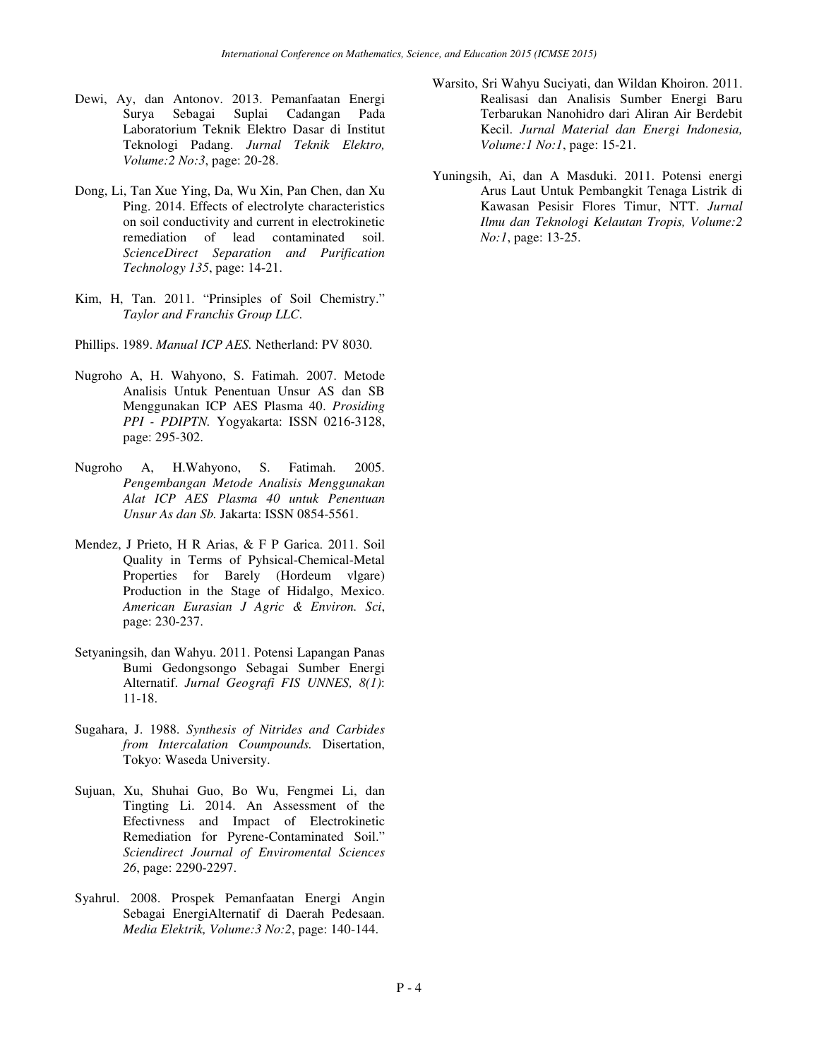Dewi, Ay, dan Antonov. 2013. Pemanfaatan Energi Surya Sebagai Suplai Cadangan Pada Laboratorium Teknik Elektro Dasar di Institut Teknologi Padang. *Jurnal Teknik Elektro, Volume:2 No:3*, page: 20-28.

Dong, Li, Tan Xue Ying, Da, Wu Xin, Pan Chen, dan Xu Ping. 2014. Effects of electrolyte characteristics on soil conductivity and current in electrokinetic remediation of lead contaminated soil. *ScienceDirect Separation and Purification Technology 135*, page: 14-21.

Kim, H, Tan. 2011. "Prinsiples of Soil Chemistry." *Taylor and Franchis Group LLC*.

Phillips. 1989. *Manual ICP AES.* Netherland: PV 8030.

Nugroho A, H. Wahyono, S. Fatimah. 2007. Metode Analisis Untuk Penentuan Unsur AS dan SB Menggunakan ICP AES Plasma 40. *Prosiding PPI - PDIPTN.* Yogyakarta: ISSN 0216-3128, page: 295-302.

Nugroho A, H.Wahyono, S. Fatimah. 2005. *Pengembangan Metode Analisis Menggunakan Alat ICP AES Plasma 40 untuk Penentuan Unsur As dan Sb.* Jakarta: ISSN 0854-5561.

Mendez, J Prieto, H R Arias, & F P Garica. 2011. Soil Quality in Terms of Pyhsical-Chemical-Metal Properties for Barely (Hordeum vlgare) Production in the Stage of Hidalgo, Mexico. *American Eurasian J Agric & Environ. Sci*, page: 230-237.

Setyaningsih, dan Wahyu. 2011. Potensi Lapangan Panas Bumi Gedongsongo Sebagai Sumber Energi Alternatif. *Jurnal Geografi FIS UNNES, 8(1)*: 11-18.

Sugahara, J. 1988. *Synthesis of Nitrides and Carbides from Intercalation Coumpounds.* Disertation, Tokyo: Waseda University.

Sujuan, Xu, Shuhai Guo, Bo Wu, Fengmei Li, dan Tingting Li. 2014. An Assessment of the Efectivness and Impact of Electrokinetic Remediation for Pyrene-Contaminated Soil." *Sciendirect Journal of Enviromental Sciences 26*, page: 2290-2297.

Syahrul. 2008. Prospek Pemanfaatan Energi Angin Sebagai EnergiAlternatif di Daerah Pedesaan. *Media Elektrik, Volume:3 No:2*, page: 140-144.

Warsito, Sri Wahyu Suciyati, dan Wildan Khoiron. 2011. Realisasi dan Analisis Sumber Energi Baru Terbarukan Nanohidro dari Aliran Air Berdebit Kecil. *Jurnal Material dan Energi Indonesia, Volume:1 No:1*, page: 15-21.

Yuningsih, Ai, dan A Masduki. 2011. Potensi energi Arus Laut Untuk Pembangkit Tenaga Listrik di Kawasan Pesisir Flores Timur, NTT. *Jurnal Ilmu dan Teknologi Kelautan Tropis, Volume:2 No:1*, page: 13-25.